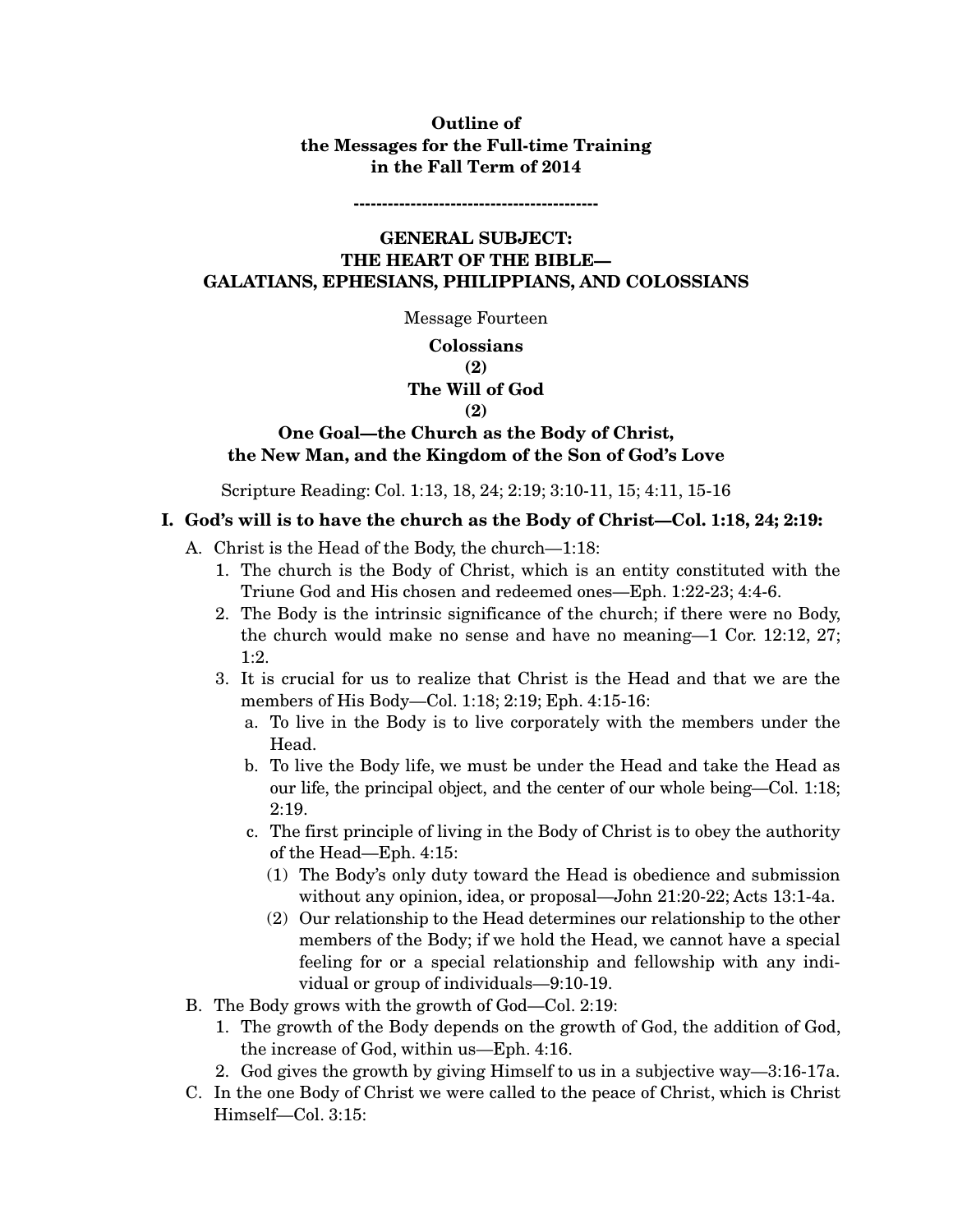**Outline of**
**the Messages for the Full-time Training**
**in the Fall Term of 2014**

**------------------------------------------**

## GENERAL SUBJECT: THE HEART OF THE BIBLE— GALATIANS, EPHESIANS, PHILIPPIANS, AND COLOSSIANS

Message Fourteen

### Colossians (2) The Will of God (2) One Goal—the Church as the Body of Christ, the New Man, and the Kingdom of the Son of God's Love

Scripture Reading: Col. 1:13, 18, 24; 2:19; 3:10-11, 15; 4:11, 15-16

**I. God's will is to have the church as the Body of Christ—Col. 1:18, 24; 2:19:**

- A. Christ is the Head of the Body, the church—1:18:
  1. The church is the Body of Christ, which is an entity constituted with the Triune God and His chosen and redeemed ones—Eph. 1:22-23; 4:4-6.
  2. The Body is the intrinsic significance of the church; if there were no Body, the church would make no sense and have no meaning—1 Cor. 12:12, 27; 1:2.
  3. It is crucial for us to realize that Christ is the Head and that we are the members of His Body—Col. 1:18; 2:19; Eph. 4:15-16:
     - a. To live in the Body is to live corporately with the members under the Head.
     - b. To live the Body life, we must be under the Head and take the Head as our life, the principal object, and the center of our whole being—Col. 1:18; 2:19.
     - c. The first principle of living in the Body of Christ is to obey the authority of the Head—Eph. 4:15:
       - (1) The Body's only duty toward the Head is obedience and submission without any opinion, idea, or proposal—John 21:20-22; Acts 13:1-4a.
       - (2) Our relationship to the Head determines our relationship to the other members of the Body; if we hold the Head, we cannot have a special feeling for or a special relationship and fellowship with any individual or group of individuals—9:10-19.
- B. The Body grows with the growth of God—Col. 2:19:
  1. The growth of the Body depends on the growth of God, the addition of God, the increase of God, within us—Eph. 4:16.
  2. God gives the growth by giving Himself to us in a subjective way—3:16-17a.
- C. In the one Body of Christ we were called to the peace of Christ, which is Christ Himself—Col. 3:15: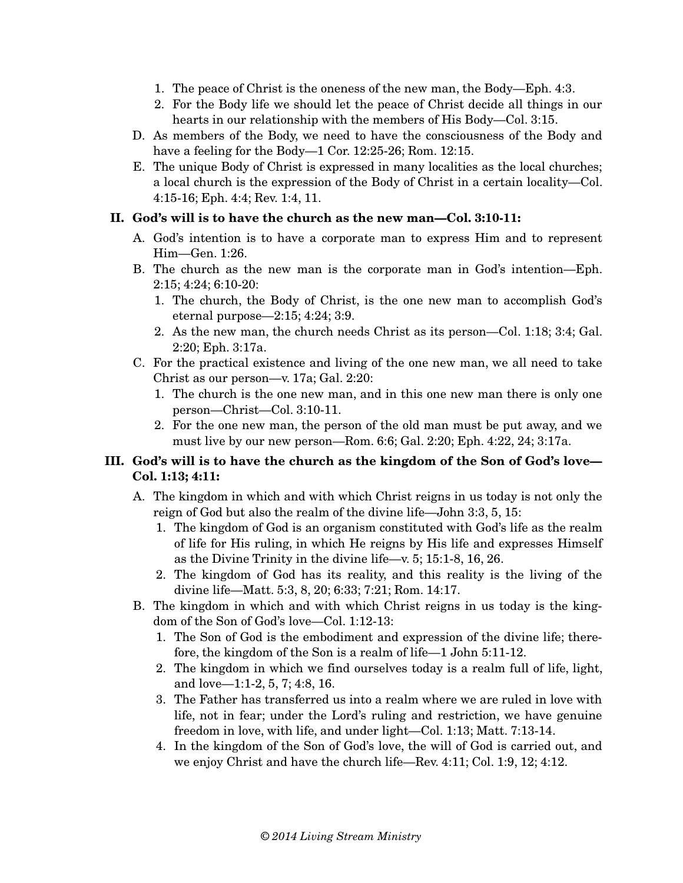1. The peace of Christ is the oneness of the new man, the Body—Eph. 4:3.
2. For the Body life we should let the peace of Christ decide all things in our hearts in our relationship with the members of His Body—Col. 3:15.

D. As members of the Body, we need to have the consciousness of the Body and have a feeling for the Body—1 Cor. 12:25-26; Rom. 12:15.

E. The unique Body of Christ is expressed in many localities as the local churches; a local church is the expression of the Body of Christ in a certain locality—Col. 4:15-16; Eph. 4:4; Rev. 1:4, 11.

**II. God's will is to have the church as the new man—Col. 3:10-11:**

A. God's intention is to have a corporate man to express Him and to represent Him—Gen. 1:26.

B. The church as the new man is the corporate man in God's intention—Eph. 2:15; 4:24; 6:10-20:

1. The church, the Body of Christ, is the one new man to accomplish God's eternal purpose—2:15; 4:24; 3:9.
2. As the new man, the church needs Christ as its person—Col. 1:18; 3:4; Gal. 2:20; Eph. 3:17a.

C. For the practical existence and living of the one new man, we all need to take Christ as our person—v. 17a; Gal. 2:20:

1. The church is the one new man, and in this one new man there is only one person—Christ—Col. 3:10-11.
2. For the one new man, the person of the old man must be put away, and we must live by our new person—Rom. 6:6; Gal. 2:20; Eph. 4:22, 24; 3:17a.

**III. God's will is to have the church as the kingdom of the Son of God's love—Col. 1:13; 4:11:**

A. The kingdom in which and with which Christ reigns in us today is not only the reign of God but also the realm of the divine life—John 3:3, 5, 15:

1. The kingdom of God is an organism constituted with God's life as the realm of life for His ruling, in which He reigns by His life and expresses Himself as the Divine Trinity in the divine life—v. 5; 15:1-8, 16, 26.
2. The kingdom of God has its reality, and this reality is the living of the divine life—Matt. 5:3, 8, 20; 6:33; 7:21; Rom. 14:17.

B. The kingdom in which and with which Christ reigns in us today is the kingdom of the Son of God's love—Col. 1:12-13:

1. The Son of God is the embodiment and expression of the divine life; therefore, the kingdom of the Son is a realm of life—1 John 5:11-12.
2. The kingdom in which we find ourselves today is a realm full of life, light, and love—1:1-2, 5, 7; 4:8, 16.
3. The Father has transferred us into a realm where we are ruled in love with life, not in fear; under the Lord's ruling and restriction, we have genuine freedom in love, with life, and under light—Col. 1:13; Matt. 7:13-14.
4. In the kingdom of the Son of God's love, the will of God is carried out, and we enjoy Christ and have the church life—Rev. 4:11; Col. 1:9, 12; 4:12.

*© 2014 Living Stream Ministry*